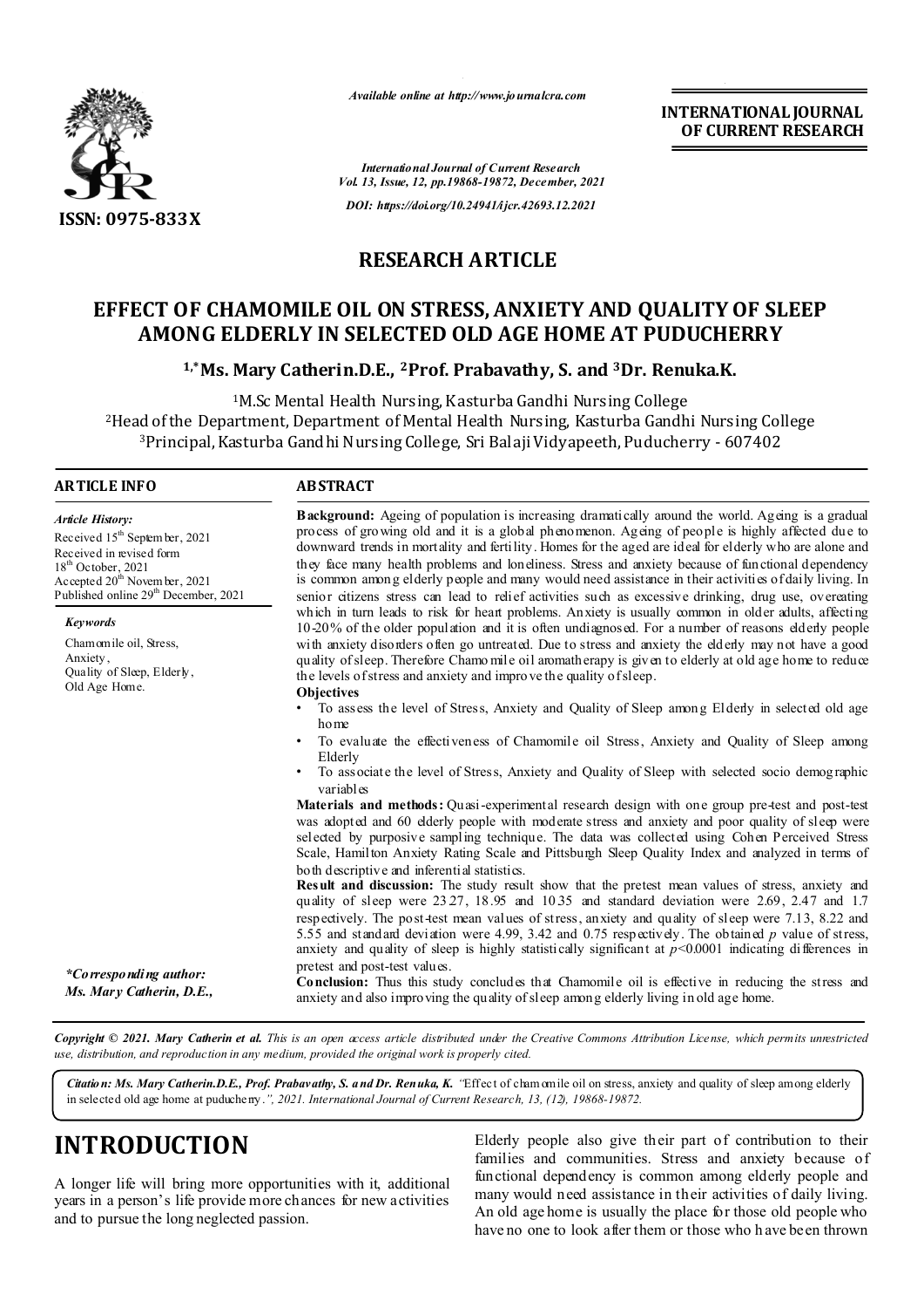*Available online at http://www.journalcra.com*

**INTERNATIONAL JOURNAL OF CURRENT RESEARCH**

*International Journal of Current Research*
*Vol. 13, Issue, 12, pp.19868-19872, December, 2021*

*DOI: https://doi.org/10.24941/ijcr.42693.12.2021*

**ISSN: 0975-833X**

## RESEARCH ARTICLE

# EFFECT OF CHAMOMILE OIL ON STRESS, ANXIETY AND QUALITY OF SLEEP AMONG ELDERLY IN SELECTED OLD AGE HOME AT PUDUCHERRY

**[1,*]Ms. Mary Catherin.D.E., [2]Prof. Prabavathy, S. and [3]Dr. Renuka.K.**

[1]M.Sc Mental Health Nursing, Kasturba Gandhi Nursing College
[2]Head of the Department, Department of Mental Health Nursing, Kasturba Gandhi Nursing College
[3]Principal, Kasturba Gandhi Nursing College, Sri Balaji Vidyapeeth, Puducherry - 607402

### ARTICLE INFO

*Article History:*
Received 15th September, 2021
Received in revised form
18th October, 2021
Accepted 20th November, 2021
Published online 29th December, 2021

*Keywords*

Chamomile oil, Stress, Anxiety, Quality of Sleep, Elderly, Old Age Home.

*\*Corresponding author:*
*Ms. Mary Catherin, D.E.,*

### ABSTRACT

**Background:** Ageing of population is increasing dramatically around the world. Ageing is a gradual process of growing old and it is a global phenomenon. Ageing of people is highly affected due to downward trends in mortality and fertility. Homes for the aged are ideal for elderly who are alone and they face many health problems and loneliness. Stress and anxiety because of functional dependency is common among elderly people and many would need assistance in their activities of daily living. In senior citizens stress can lead to relief activities such as excessive drinking, drug use, overeating which in turn leads to risk for heart problems. Anxiety is usually common in older adults, affecting 10-20% of the older population and it is often undiagnosed. For a number of reasons elderly people with anxiety disorders often go untreated. Due to stress and anxiety the elderly may not have a good quality of sleep. Therefore Chamomile oil aromatherapy is given to elderly at old age home to reduce the levels of stress and anxiety and improve the quality of sleep.

**Objectives**

- To assess the level of Stress, Anxiety and Quality of Sleep among Elderly in selected old age home
- To evaluate the effectiveness of Chamomile oil Stress, Anxiety and Quality of Sleep among Elderly
- To associate the level of Stress, Anxiety and Quality of Sleep with selected socio demographic variables

**Materials and methods:** Quasi-experimental research design with one group pre-test and post-test was adopted and 60 elderly people with moderate stress and anxiety and poor quality of sleep were selected by purposive sampling technique. The data was collected using Cohen Perceived Stress Scale, Hamilton Anxiety Rating Scale and Pittsburgh Sleep Quality Index and analyzed in terms of both descriptive and inferential statistics.

**Result and discussion:** The study result show that the pretest mean values of stress, anxiety and quality of sleep were 23.27, 18.95 and 10.35 and standard deviation were 2.69, 2.47 and 1.7 respectively. The post-test mean values of stress, anxiety and quality of sleep were 7.13, 8.22 and 5.55 and standard deviation were 4.99, 3.42 and 0.75 respectively. The obtained $p$ value of stress, anxiety and quality of sleep is highly statistically significant at $p$<0.0001 indicating differences in pretest and post-test values.

**Conclusion:** Thus this study concludes that Chamomile oil is effective in reducing the stress and anxiety and also improving the quality of sleep among elderly living in old age home.

*Copyright © 2021. Mary Catherin et al. This is an open access article distributed under the Creative Commons Attribution License, which permits unrestricted use, distribution, and reproduction in any medium, provided the original work is properly cited.*

*Citation: Ms. Mary Catherin.D.E., Prof. Prabavathy, S. and Dr. Renuka, K.* "Effect of chamomile oil on stress, anxiety and quality of sleep among elderly in selected old age home at puducherry.", 2021. International Journal of Current Research, 13, (12), 19868-19872.

# INTRODUCTION

A longer life will bring more opportunities with it, additional years in a person's life provide more chances for new activities and to pursue the long neglected passion.

Elderly people also give their part of contribution to their families and communities. Stress and anxiety because of functional dependency is common among elderly people and many would need assistance in their activities of daily living. An old age home is usually the place for those old people who have no one to look after them or those who have been thrown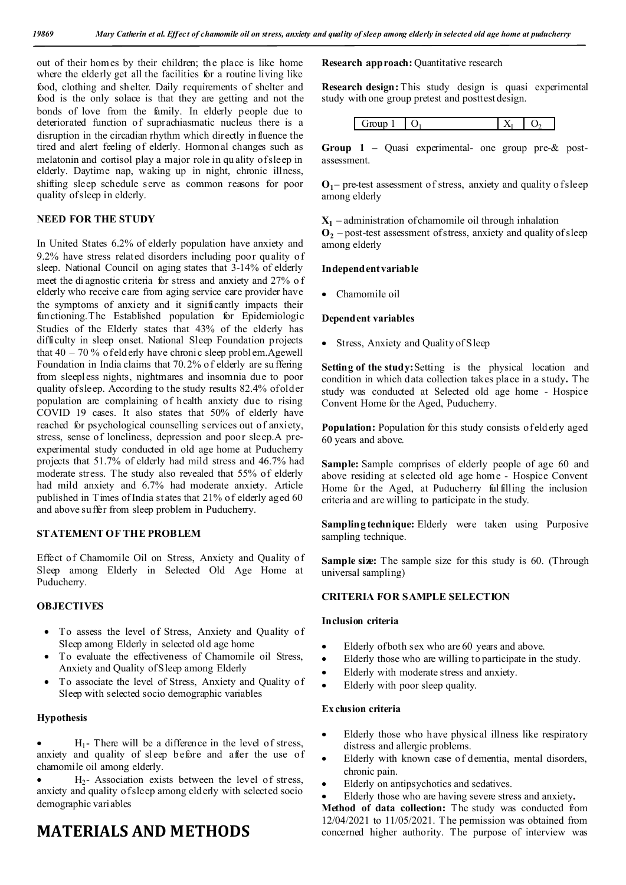out of their homes by their children; the place is like home where the elderly get all the facilities for a routine living like food, clothing and shelter. Daily requirements of shelter and food is the only solace is that they are getting and not the bonds of love from the family. In elderly people due to deteriorated function of suprachiasmatic nucleus there is a disruption in the circadian rhythm which directly influence the tired and alert feeling of elderly. Hormonal changes such as melatonin and cortisol play a major role in quality of sleep in elderly. Daytime nap, waking up in night, chronic illness, shifting sleep schedule serve as common reasons for poor quality of sleep in elderly.

## NEED FOR THE STUDY

In United States 6.2% of elderly population have anxiety and 9.2% have stress related disorders including poor quality of sleep. National Council on aging states that 3-14% of elderly meet the diagnostic criteria for stress and anxiety and 27% of elderly who receive care from aging service care provider have the symptoms of anxiety and it significantly impacts their functioning. The Established population for Epidemiologic Studies of the Elderly states that 43% of the elderly has difficulty in sleep onset. National Sleep Foundation projects that 40 – 70 % of elderly have chronic sleep problem. Agewell Foundation in India claims that 70.2% of elderly are suffering from sleepless nights, nightmares and insomnia due to poor quality of sleep. According to the study results 82.4% of older population are complaining of health anxiety due to rising COVID 19 cases. It also states that 50% of elderly have reached for psychological counselling services out of anxiety, stress, sense of loneliness, depression and poor sleep. A pre-experimental study conducted in old age home at Puducherry projects that 51.7% of elderly had mild stress and 46.7% had moderate stress. The study also revealed that 55% of elderly had mild anxiety and 6.7% had moderate anxiety. Article published in Times of India states that 21% of elderly aged 60 and above suffer from sleep problem in Puducherry.

## STATEMENT OF THE PROBLEM

Effect of Chamomile Oil on Stress, Anxiety and Quality of Sleep among Elderly in Selected Old Age Home at Puducherry.

## OBJECTIVES

- To assess the level of Stress, Anxiety and Quality of Sleep among Elderly in selected old age home
- To evaluate the effectiveness of Chamomile oil Stress, Anxiety and Quality of Sleep among Elderly
- To associate the level of Stress, Anxiety and Quality of Sleep with selected socio demographic variables

## Hypothesis

- $H_1$ - There will be a difference in the level of stress, anxiety and quality of sleep before and after the use of chamomile oil among elderly.
- $H_2$ - Association exists between the level of stress, anxiety and quality of sleep among elderly with selected socio demographic variables

# MATERIALS AND METHODS

**Research approach:** Quantitative research

**Research design:** This study design is quasi experimental study with one group pretest and posttest design.

| Group 1 | $O_1$ | $X_1$ | $O_2$ |
|---|---|---|---|

**Group 1 –** Quasi experimental- one group pre-& post-assessment.

**$O_1$ –** pre-test assessment of stress, anxiety and quality of sleep among elderly

**$X_1$ –** administration of chamomile oil through inhalation

**$O_2$** – post-test assessment of stress, anxiety and quality of sleep among elderly

**Independent variable**

- Chamomile oil

**Dependent variables**

- Stress, Anxiety and Quality of Sleep

**Setting of the study:** Setting is the physical location and condition in which data collection takes place in a study**.** The study was conducted at Selected old age home - Hospice Convent Home for the Aged, Puducherry.

**Population:** Population for this study consists of elderly aged 60 years and above.

**Sample:** Sample comprises of elderly people of age 60 and above residing at selected old age home - Hospice Convent Home for the Aged, at Puducherry fulfilling the inclusion criteria and are willing to participate in the study.

**Sampling technique:** Elderly were taken using Purposive sampling technique.

**Sample size:** The sample size for this study is 60. (Through universal sampling)

## CRITERIA FOR SAMPLE SELECTION

**Inclusion criteria**

- Elderly of both sex who are 60 years and above.
- Elderly those who are willing to participate in the study.
- Elderly with moderate stress and anxiety.
- Elderly with poor sleep quality.

**Exclusion criteria**

- Elderly those who have physical illness like respiratory distress and allergic problems.
- Elderly with known case of dementia, mental disorders, chronic pain.
- Elderly on antipsychotics and sedatives.
- Elderly those who are having severe stress and anxiety**.**

**Method of data collection:** The study was conducted from 12/04/2021 to 11/05/2021. The permission was obtained from concerned higher authority. The purpose of interview was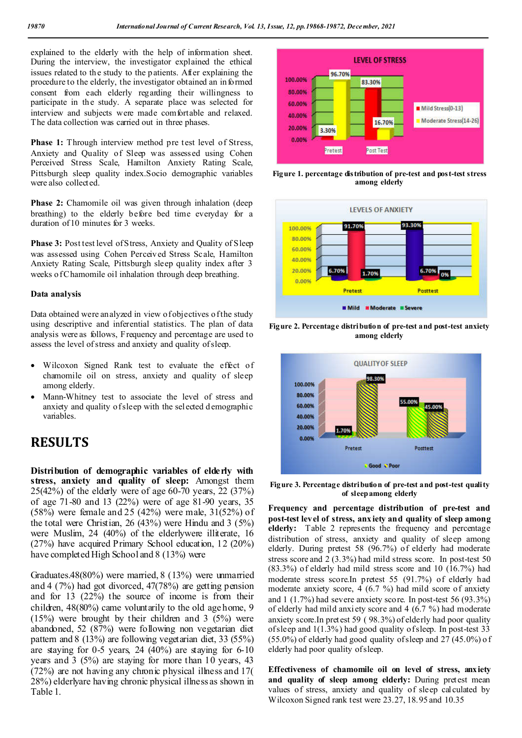explained to the elderly with the help of information sheet. During the interview, the investigator explained the ethical issues related to the study to the patients. After explaining the procedure to the elderly, the investigator obtained an informed consent from each elderly regarding their willingness to participate in the study. A separate place was selected for interview and subjects were made comfortable and relaxed. The data collection was carried out in three phases.

**Phase 1:** Through interview method pre test level of Stress, Anxiety and Quality of Sleep was assessed using Cohen Perceived Stress Scale, Hamilton Anxiety Rating Scale, Pittsburgh sleep quality index.Socio demographic variables were also collected.

**Phase 2:** Chamomile oil was given through inhalation (deep breathing) to the elderly before bed time everyday for a duration of 10 minutes for 3 weeks.

**Phase 3:** Post test level of Stress, Anxiety and Quality of Sleep was assessed using Cohen Perceived Stress Scale, Hamilton Anxiety Rating Scale, Pittsburgh sleep quality index after 3 weeks of Chamomile oil inhalation through deep breathing.

**Data analysis**

Data obtained were analyzed in view of objectives of the study using descriptive and inferential statistics. The plan of data analysis were as follows, Frequency and percentage are used to assess the level of stress and anxiety and quality of sleep.

- Wilcoxon Signed Rank test to evaluate the effect of chamomile oil on stress, anxiety and quality of sleep among elderly.
- Mann-Whitney test to associate the level of stress and anxiety and quality of sleep with the selected demographic variables.

# RESULTS

**Distribution of demographic variables of elderly with stress, anxiety and quality of sleep:** Amongst them 25(42%) of the elderly were of age 60-70 years, 22 (37%) of age 71-80 and 13 (22%) were of age 81-90 years, 35 (58%) were female and 25 (42%) were male, 31(52%) of the total were Christian, 26 (43%) were Hindu and 3 (5%) were Muslim, 24 (40%) of the elderlywere illiterate, 16 (27%) have acquired Primary School education, 12 (20%) have completed High School and 8 (13%) were

Graduates.48(80%) were married, 8 (13%) were unmarried and 4 (7%) had got divorced, 47(78%) are getting pension and for 13 (22%) the source of income is from their children, 48(80%) came voluntarily to the old age home, 9 (15%) were brought by their children and 3 (5%) were abandoned, 52 (87%) were following non vegetarian diet pattern and 8 (13%) are following vegetarian diet, 33 (55%) are staying for 0-5 years, 24 (40%) are staying for 6-10 years and 3 (5%) are staying for more than 10 years, 43 (72%) are not having any chronic physical illness and 17( 28%) elderlyare having chronic physical illness as shown in Table 1.

**Figure 1. percentage distribution of pre-test and post-test stress among elderly**

**Figure 2. Percentage distribution of pre-test and post-test anxiety among elderly**

**Figure 3. Percentage distribution of pre-test and post-test quality of sleep among elderly**

**Frequency and percentage distribution of pre-test and post-test level of stress, anxiety and quality of sleep among elderly:** Table 2 represents the frequency and percentage distribution of stress, anxiety and quality of sleep among elderly. During pretest 58 (96.7%) of elderly had moderate stress score and 2 (3.3%) had mild stress score. In post-test 50 (83.3%) of elderly had mild stress score and 10 (16.7%) had moderate stress score.In pretest 55 (91.7%) of elderly had moderate anxiety score, 4 (6.7 %) had mild score of anxiety and 1 (1.7%) had severe anxiety score. In post-test 56 (93.3%) of elderly had mild anxiety score and 4 (6.7 %) had moderate anxiety score.In pretest 59 ( 98.3%) of elderly had poor quality of sleep and 1(1.3%) had good quality of sleep. In post-test 33 (55.0%) of elderly had good quality of sleep and 27 (45.0%) of elderly had poor quality of sleep.

**Effectiveness of chamomile oil on level of stress, anxiety and quality of sleep among elderly:** During pretest mean values of stress, anxiety and quality of sleep calculated by Wilcoxon Signed rank test were 23.27, 18.95 and 10.35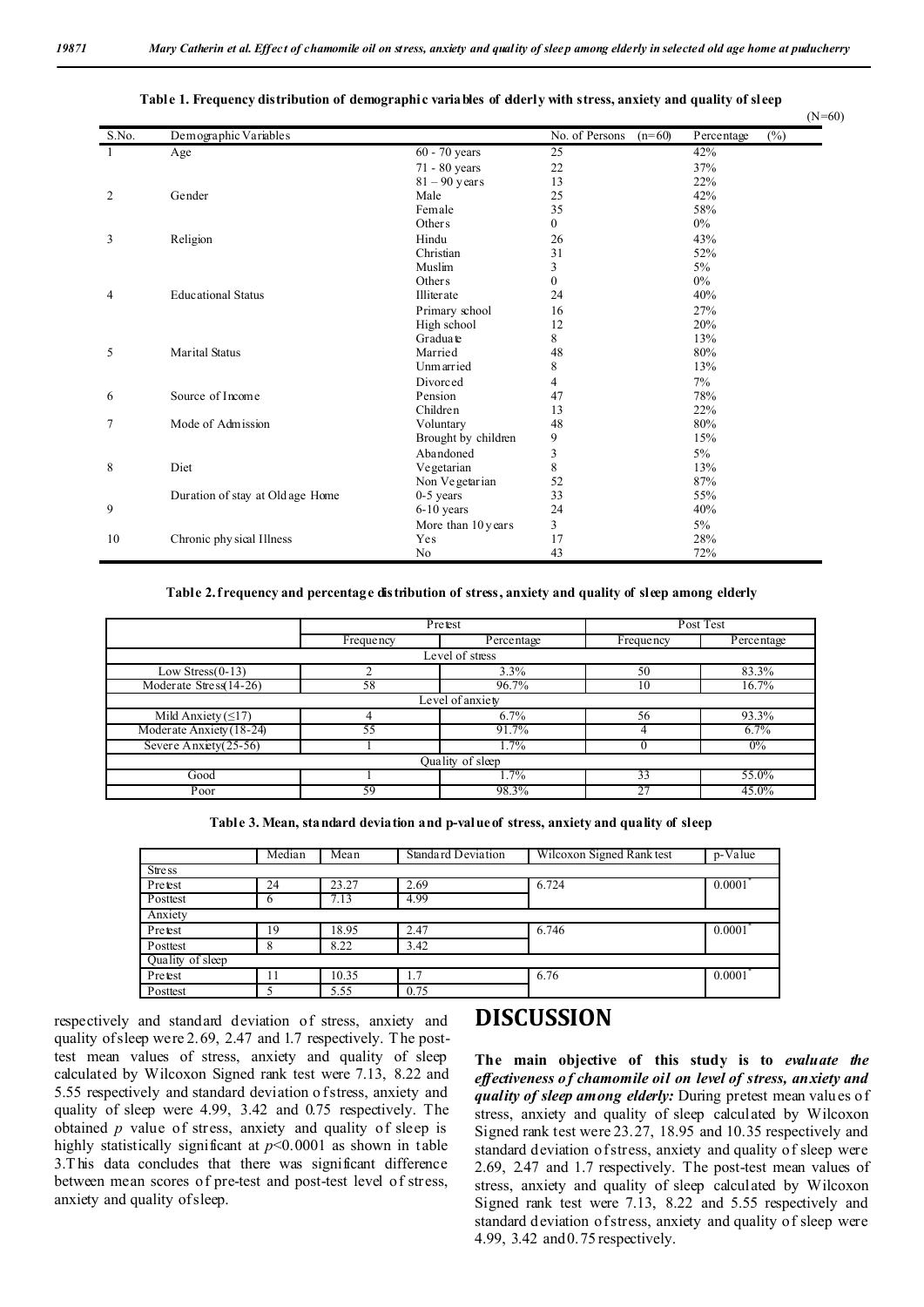**Table 1. Frequency distribution of demographic variables of elderly with stress, anxiety and quality of sleep**

(N=60)

| S.No. | Demographic Variables | | No. of Persons (n=60) | Percentage (%) |
|---|---|---|---|---|
| 1 | Age | 60 - 70 years | 25 | 42% |
| | | 71 - 80 years | 22 | 37% |
| | | 81 – 90 years | 13 | 22% |
| 2 | Gender | Male | 25 | 42% |
| | | Female | 35 | 58% |
| | | Others | 0 | 0% |
| 3 | Religion | Hindu | 26 | 43% |
| | | Christian | 31 | 52% |
| | | Muslim | 3 | 5% |
| | | Others | 0 | 0% |
| 4 | Educational Status | Illiterate | 24 | 40% |
| | | Primary school | 16 | 27% |
| | | High school | 12 | 20% |
| | | Graduate | 8 | 13% |
| 5 | Marital Status | Married | 48 | 80% |
| | | Unmarried | 8 | 13% |
| | | Divorced | 4 | 7% |
| 6 | Source of Income | Pension | 47 | 78% |
| | | Children | 13 | 22% |
| 7 | Mode of Admission | Voluntary | 48 | 80% |
| | | Brought by children | 9 | 15% |
| | | Abandoned | 3 | 5% |
| 8 | Diet | Vegetarian | 8 | 13% |
| | | Non Vegetarian | 52 | 87% |
| 9 | Duration of stay at Old age Home | 0-5 years | 33 | 55% |
| | | 6-10 years | 24 | 40% |
| | | More than 10 years | 3 | 5% |
| 10 | Chronic physical Illness | Yes | 17 | 28% |
| | | No | 43 | 72% |

**Table 2. frequency and percentage distribution of stress, anxiety and quality of sleep among elderly**

| | Pretest | | Post Test | |
|---|---|---|---|---|
| | Frequency | Percentage | Frequency | Percentage |
| Level of stress | | | | |
| Low Stress(0-13) | 2 | 3.3% | 50 | 83.3% |
| Moderate Stress(14-26) | 58 | 96.7% | 10 | 16.7% |
| Level of anxiety | | | | |
| Mild Anxiety (≤17) | 4 | 6.7% | 56 | 93.3% |
| Moderate Anxiety (18-24) | 55 | 91.7% | 4 | 6.7% |
| Severe Anxiety(25-56) | 1 | 1.7% | 0 | 0% |
| Quality of sleep | | | | |
| Good | 1 | 1.7% | 33 | 55.0% |
| Poor | 59 | 98.3% | 27 | 45.0% |

**Table 3. Mean, standard deviation and p-value of stress, anxiety and quality of sleep**

| | Median | Mean | Standard Deviation | Wilcoxon Signed Rank test | p-Value |
|---|---|---|---|---|---|
| Stress | | | | | |
| Pretest | 24 | 23.27 | 2.69 | 6.724 | 0.0001* |
| Posttest | 6 | 7.13 | 4.99 | | |
| Anxiety | | | | | |
| Pretest | 19 | 18.95 | 2.47 | 6.746 | 0.0001* |
| Posttest | 8 | 8.22 | 3.42 | | |
| Quality of sleep | | | | | |
| Pretest | 11 | 10.35 | 1.7 | 6.76 | 0.0001* |
| Posttest | 5 | 5.55 | 0.75 | | |

respectively and standard deviation of stress, anxiety and quality of sleep were 2.69, 2.47 and 1.7 respectively. The post-test mean values of stress, anxiety and quality of sleep calculated by Wilcoxon Signed rank test were 7.13, 8.22 and 5.55 respectively and standard deviation of stress, anxiety and quality of sleep were 4.99, 3.42 and 0.75 respectively. The obtained *p* value of stress, anxiety and quality of sleep is highly statistically significant at $p<0.0001$ as shown in table 3.This data concludes that there was significant difference between mean scores of pre-test and post-test level of stress, anxiety and quality of sleep.

# DISCUSSION

**The main objective of this study is to *evaluate the effectiveness of chamomile oil on level of stress, anxiety and quality of sleep among elderly:*** During pretest mean values of stress, anxiety and quality of sleep calculated by Wilcoxon Signed rank test were 23.27, 18.95 and 10.35 respectively and standard deviation of stress, anxiety and quality of sleep were 2.69, 2.47 and 1.7 respectively. The post-test mean values of stress, anxiety and quality of sleep calculated by Wilcoxon Signed rank test were 7.13, 8.22 and 5.55 respectively and standard deviation of stress, anxiety and quality of sleep were 4.99, 3.42 and 0.75 respectively.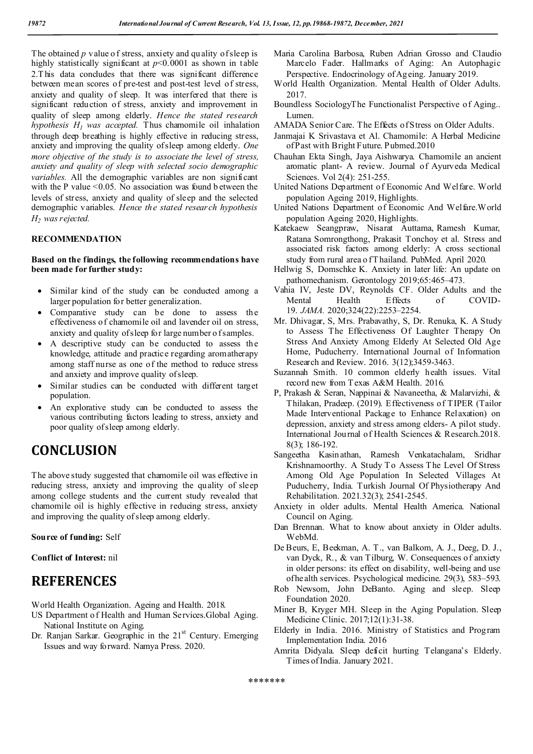The obtained *p* value of stress, anxiety and quality of sleep is highly statistically significant at $p<0.0001$ as shown in table 2.This data concludes that there was significant difference between mean scores of pre-test and post-test level of stress, anxiety and quality of sleep. It was interfered that there is significant reduction of stress, anxiety and improvement in quality of sleep among elderly. *Hence the stated research hypothesis $H_1$ was accepted.* Thus chamomile oil inhalation through deep breathing is highly effective in reducing stress, anxiety and improving the quality of sleep among elderly. *One more objective of the study is to associate the level of stress, anxiety and quality of sleep with selected socio demographic variables.* All the demographic variables are non significant with the P value <0.05. No association was found between the levels of stress, anxiety and quality of sleep and the selected demographic variables. *Hence the stated research hypothesis $H_2$ was rejected.*

## RECOMMENDATION

**Based on the findings, the following recommendations have been made for further study:**

- Similar kind of the study can be conducted among a larger population for better generalization.
- Comparative study can be done to assess the effectiveness of chamomile oil and lavender oil on stress, anxiety and quality of sleep for large number of samples.
- A descriptive study can be conducted to assess the knowledge, attitude and practice regarding aromatherapy among staff nurse as one of the method to reduce stress and anxiety and improve quality of sleep.
- Similar studies can be conducted with different target population.
- An explorative study can be conducted to assess the various contributing factors leading to stress, anxiety and poor quality of sleep among elderly.

# CONCLUSION

The above study suggested that chamomile oil was effective in reducing stress, anxiety and improving the quality of sleep among college students and the current study revealed that chamomile oil is highly effective in reducing stress, anxiety and improving the quality of sleep among elderly.

**Source of funding:** Self

**Conflict of Interest:** nil

# REFERENCES

World Health Organization. Ageing and Health. 2018.

US Department of Health and Human Services.Global Aging. National Institute on Aging.

Dr. Ranjan Sarkar. Geographic in the 21st Century. Emerging Issues and way forward. Namya Press. 2020.

Maria Carolina Barbosa, Ruben Adrian Grosso and Claudio Marcelo Fader. Hallmarks of Aging: An Autophagic Perspective. Endocrinology of Ageing. January 2019.

World Health Organization. Mental Health of Older Adults. 2017.

Boundless SociologyThe Functionalist Perspective of Aging.. Lumen.

AMADA Senior Care. The Effects of Stress on Older Adults.

Janmajai K Srivastava et Al. Chamomile: A Herbal Medicine of Past with Bright Future. Pubmed.2010

Chauhan Ekta Singh, Jaya Aishwarya. Chamomile an ancient aromatic plant- A review. Journal of Ayurveda Medical Sciences. Vol 2(4): 251-255.

United Nations Department of Economic And Welfare. World population Ageing 2019, Highlights.

United Nations Department of Economic And Welfare.World population Ageing 2020, Highlights.

Katekaew Seangpraw, Nisarat Auttama, Ramesh Kumar, Ratana Somrongthong, Prakasit Tonchoy et al. Stress and associated risk factors among elderly: A cross sectional study from rural area of Thailand. PubMed. April 2020.

Hellwig S, Domschke K. Anxiety in later life: An update on pathomechanism. Gerontology 2019;65:465–473.

Vahia IV, Jeste DV, Reynolds CF. Older Adults and the Mental Health Effects of COVID-19. *JAMA.* 2020;324(22):2253–2254.

Mr. Dhivagar, S, Mrs. Prabavathy, S, Dr. Renuka, K. A Study to Assess The Effectiveness Of Laughter Therapy On Stress And Anxiety Among Elderly At Selected Old Age Home, Puducherry. International Journal of Information Research and Review. 2016. 3(12);3459-3463.

Suzannah Smith. 10 common elderly health issues. Vital record new from Texas A&M Health. 2016.

P, Prakash & Seran, Nappinai & Navaneetha, & Malarvizhi, & Thilakan, Pradeep. (2019). Effectiveness of TIPER (Tailor Made Interventional Package to Enhance Relaxation) on depression, anxiety and stress among elders- A pilot study. International Journal of Health Sciences & Research.2018. 8(3); 186-192.

Sangeetha Kasinathan, Ramesh Venkatachalam, Sridhar Krishnamoorthy. A Study To Assess The Level Of Stress Among Old Age Population In Selected Villages At Puducherry, India. Turkish Journal Of Physiotherapy And Rehabilitation. 2021.32(3); 2541-2545.

Anxiety in older adults. Mental Health America. National Council on Aging.

Dan Brennan. What to know about anxiety in Older adults. WebMd.

De Beurs, E, Beekman, A. T., van Balkom, A. J., Deeg, D. J., van Dyck, R., & van Tilburg, W. Consequences of anxiety in older persons: its effect on disability, well-being and use of health services. Psychological medicine. 29(3), 583–593.

Rob Newsom, John DeBanto. Aging and sleep. Sleep Foundation 2020.

Miner B, Kryger MH. Sleep in the Aging Population. Sleep Medicine Clinic. 2017;12(1):31-38.

Elderly in India. 2016. Ministry of Statistics and Program Implementation India. 2016

Amrita Didyala. Sleep deficit hurting Telangana's Elderly. Times of India. January 2021.

\*\*\*\*\*\*\*